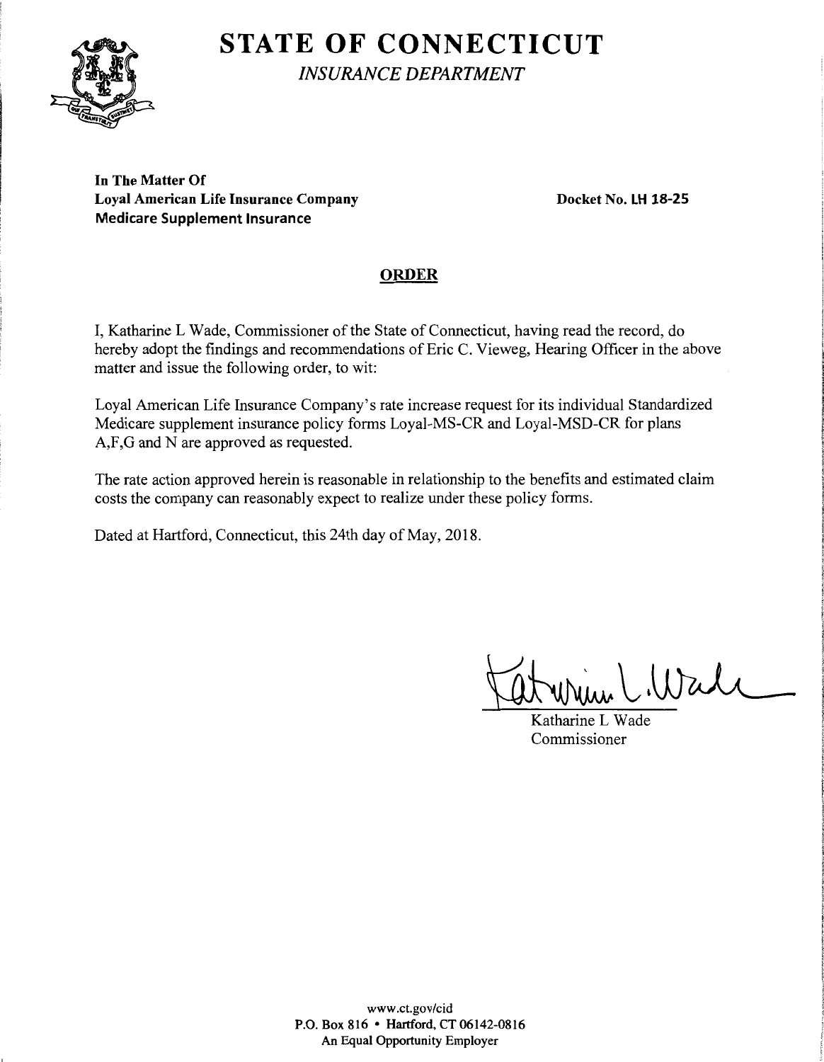# STATE OF CONNECTICUT

*INSURANCE DEPARTMENT*

**In The Matter Of**
**Loyal American Life Insurance Company**
**Medicare Supplement Insurance**

**Docket No. LH 18-25**

## ORDER

I, Katharine L Wade, Commissioner of the State of Connecticut, having read the record, do hereby adopt the findings and recommendations of Eric C. Vieweg, Hearing Officer in the above matter and issue the following order, to wit:

Loyal American Life Insurance Company's rate increase request for its individual Standardized Medicare supplement insurance policy forms Loyal-MS-CR and Loyal-MSD-CR for plans A,F,G and N are approved as requested.

The rate action approved herein is reasonable in relationship to the benefits and estimated claim costs the company can reasonably expect to realize under these policy forms.

Dated at Hartford, Connecticut, this 24th day of May, 2018.

Katharine L Wade
Commissioner

www.ct.gov/cid
P.O. Box 816 • Hartford, CT 06142-0816
An Equal Opportunity Employer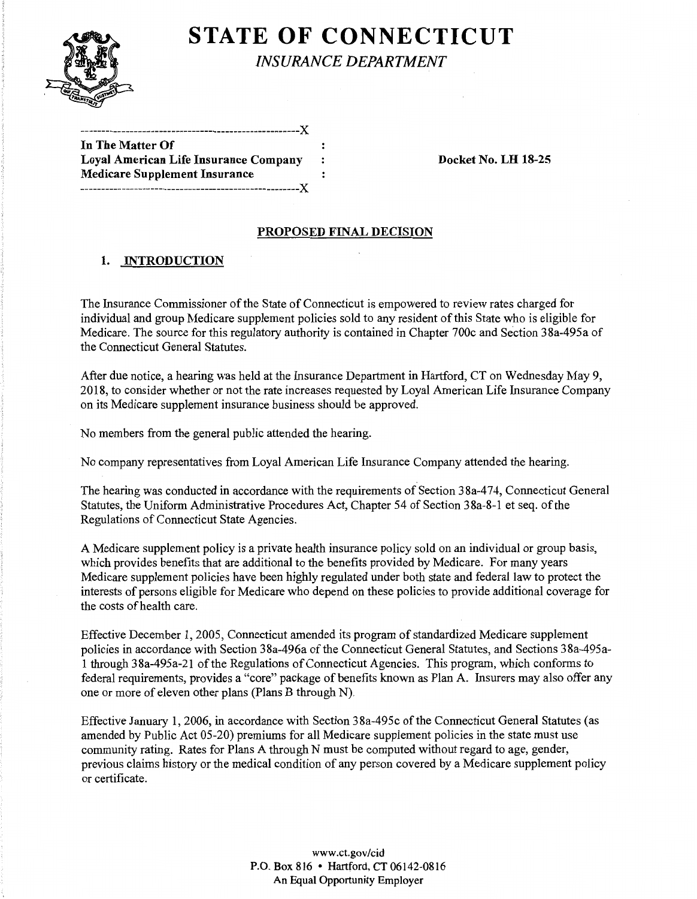# STATE OF CONNECTICUT

*INSURANCE DEPARTMENT*

```
----------------------------------------------------X
In The Matter Of                                    :
Loyal American Life Insurance Company               :
Medicare Supplement Insurance                       :
----------------------------------------------------X
```

**In The Matter Of**
**Loyal American Life Insurance Company**
**Medicare Supplement Insurance**

**Docket No. LH 18-25**

## PROPOSED FINAL DECISION

### 1. INTRODUCTION

The Insurance Commissioner of the State of Connecticut is empowered to review rates charged for individual and group Medicare supplement policies sold to any resident of this State who is eligible for Medicare. The source for this regulatory authority is contained in Chapter 700c and Section 38a-495a of the Connecticut General Statutes.

After due notice, a hearing was held at the Insurance Department in Hartford, CT on Wednesday May 9, 2018, to consider whether or not the rate increases requested by Loyal American Life Insurance Company on its Medicare supplement insurance business should be approved.

No members from the general public attended the hearing.

No company representatives from Loyal American Life Insurance Company attended the hearing.

The hearing was conducted in accordance with the requirements of Section 38a-474, Connecticut General Statutes, the Uniform Administrative Procedures Act, Chapter 54 of Section 38a-8-1 et seq. of the Regulations of Connecticut State Agencies.

A Medicare supplement policy is a private health insurance policy sold on an individual or group basis, which provides benefits that are additional to the benefits provided by Medicare. For many years Medicare supplement policies have been highly regulated under both state and federal law to protect the interests of persons eligible for Medicare who depend on these policies to provide additional coverage for the costs of health care.

Effective December 1, 2005, Connecticut amended its program of standardized Medicare supplement policies in accordance with Section 38a-496a of the Connecticut General Statutes, and Sections 38a-495a-1 through 38a-495a-21 of the Regulations of Connecticut Agencies. This program, which conforms to federal requirements, provides a "core" package of benefits known as Plan A. Insurers may also offer any one or more of eleven other plans (Plans B through N).

Effective January 1, 2006, in accordance with Section 38a-495c of the Connecticut General Statutes (as amended by Public Act 05-20) premiums for all Medicare supplement policies in the state must use community rating. Rates for Plans A through N must be computed without regard to age, gender, previous claims history or the medical condition of any person covered by a Medicare supplement policy or certificate.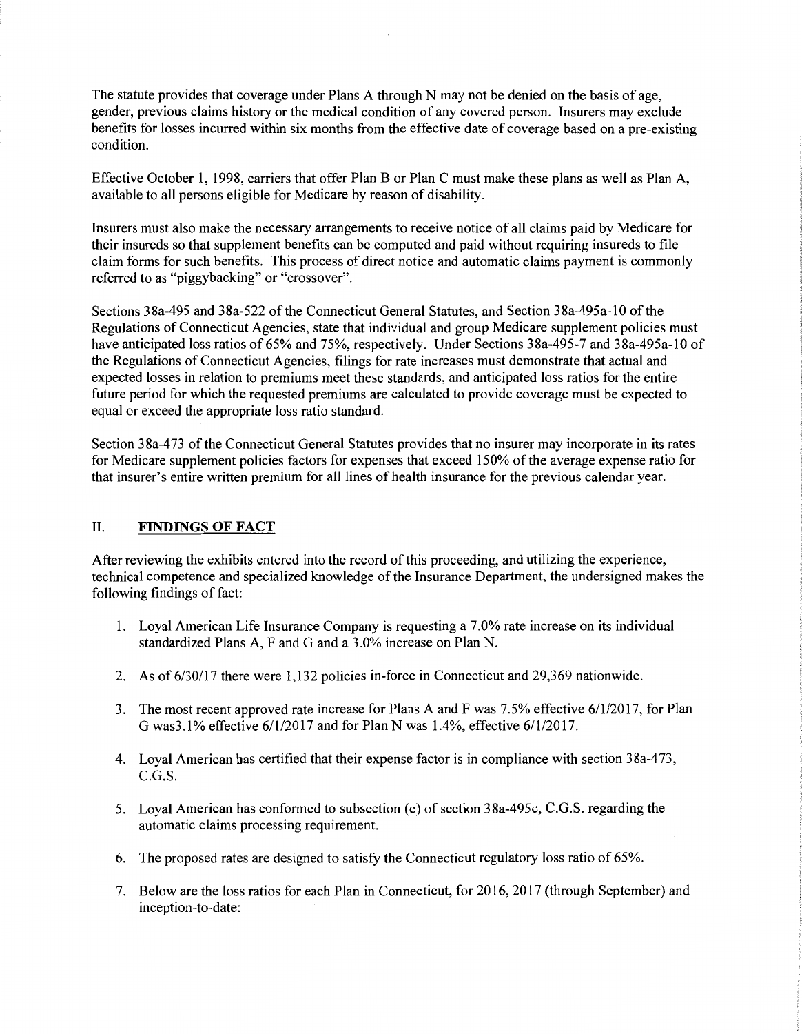The statute provides that coverage under Plans A through N may not be denied on the basis of age, gender, previous claims history or the medical condition of any covered person. Insurers may exclude benefits for losses incurred within six months from the effective date of coverage based on a pre-existing condition.

Effective October 1, 1998, carriers that offer Plan B or Plan C must make these plans as well as Plan A, available to all persons eligible for Medicare by reason of disability.

Insurers must also make the necessary arrangements to receive notice of all claims paid by Medicare for their insureds so that supplement benefits can be computed and paid without requiring insureds to file claim forms for such benefits. This process of direct notice and automatic claims payment is commonly referred to as "piggybacking" or "crossover".

Sections 38a-495 and 38a-522 of the Connecticut General Statutes, and Section 38a-495a-10 of the Regulations of Connecticut Agencies, state that individual and group Medicare supplement policies must have anticipated loss ratios of 65% and 75%, respectively. Under Sections 38a-495-7 and 38a-495a-10 of the Regulations of Connecticut Agencies, filings for rate increases must demonstrate that actual and expected losses in relation to premiums meet these standards, and anticipated loss ratios for the entire future period for which the requested premiums are calculated to provide coverage must be expected to equal or exceed the appropriate loss ratio standard.

Section 38a-473 of the Connecticut General Statutes provides that no insurer may incorporate in its rates for Medicare supplement policies factors for expenses that exceed 150% of the average expense ratio for that insurer's entire written premium for all lines of health insurance for the previous calendar year.

## II. FINDINGS OF FACT

After reviewing the exhibits entered into the record of this proceeding, and utilizing the experience, technical competence and specialized knowledge of the Insurance Department, the undersigned makes the following findings of fact:

1. Loyal American Life Insurance Company is requesting a 7.0% rate increase on its individual standardized Plans A, F and G and a 3.0% increase on Plan N.

2. As of 6/30/17 there were 1,132 policies in-force in Connecticut and 29,369 nationwide.

3. The most recent approved rate increase for Plans A and F was 7.5% effective 6/1/2017, for Plan G was3.1% effective 6/1/2017 and for Plan N was 1.4%, effective 6/1/2017.

4. Loyal American has certified that their expense factor is in compliance with section 38a-473, C.G.S.

5. Loyal American has conformed to subsection (e) of section 38a-495c, C.G.S. regarding the automatic claims processing requirement.

6. The proposed rates are designed to satisfy the Connecticut regulatory loss ratio of 65%.

7. Below are the loss ratios for each Plan in Connecticut, for 2016, 2017 (through September) and inception-to-date: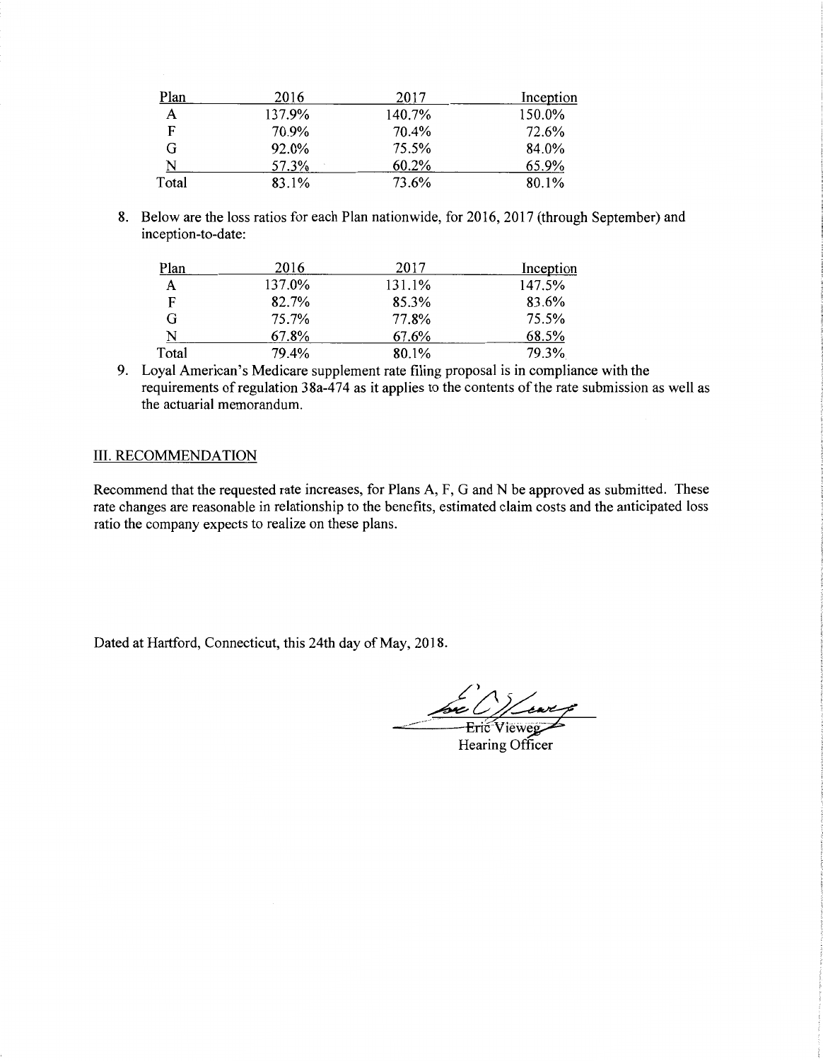| Plan | 2016 | 2017 | Inception |
| --- | --- | --- | --- |
| A | 137.9% | 140.7% | 150.0% |
| F | 70.9% | 70.4% | 72.6% |
| G | 92.0% | 75.5% | 84.0% |
| N | 57.3% | 60.2% | 65.9% |
| Total | 83.1% | 73.6% | 80.1% |

8. Below are the loss ratios for each Plan nationwide, for 2016, 2017 (through September) and inception-to-date:

| Plan | 2016 | 2017 | Inception |
| --- | --- | --- | --- |
| A | 137.0% | 131.1% | 147.5% |
| F | 82.7% | 85.3% | 83.6% |
| G | 75.7% | 77.8% | 75.5% |
| N | 67.8% | 67.6% | 68.5% |
| Total | 79.4% | 80.1% | 79.3% |

9. Loyal American's Medicare supplement rate filing proposal is in compliance with the requirements of regulation 38a-474 as it applies to the contents of the rate submission as well as the actuarial memorandum.

## III. RECOMMENDATION

Recommend that the requested rate increases, for Plans A, F, G and N be approved as submitted. These rate changes are reasonable in relationship to the benefits, estimated claim costs and the anticipated loss ratio the company expects to realize on these plans.

Dated at Hartford, Connecticut, this 24th day of May, 2018.

Eric Vieweg
Hearing Officer